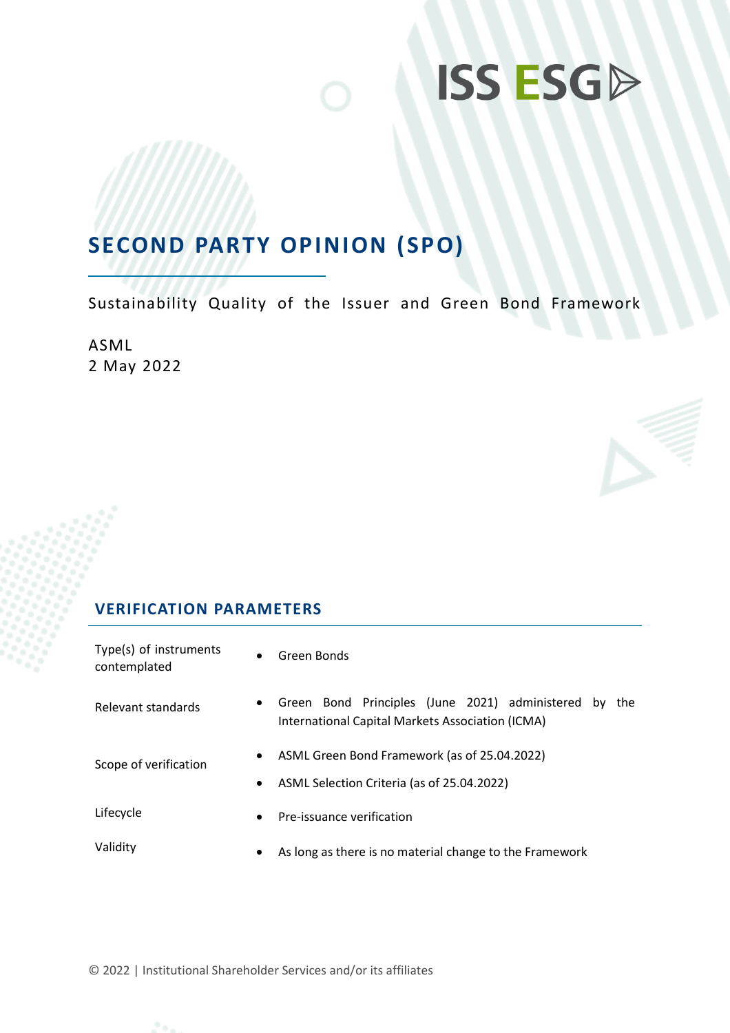# SECOND PARTY OPINION (SPO)

Sustainability Quality of the Issuer and Green Bond Framework

ASML
2 May 2022

## VERIFICATION PARAMETERS

| | |
|---|---|
| Type(s) of instruments contemplated | • Green Bonds |
| Relevant standards | • Green Bond Principles (June 2021) administered by the International Capital Markets Association (ICMA) |
| Scope of verification | • ASML Green Bond Framework (as of 25.04.2022)<br>• ASML Selection Criteria (as of 25.04.2022) |
| Lifecycle | • Pre-issuance verification |
| Validity | • As long as there is no material change to the Framework |

© 2022 | Institutional Shareholder Services and/or its affiliates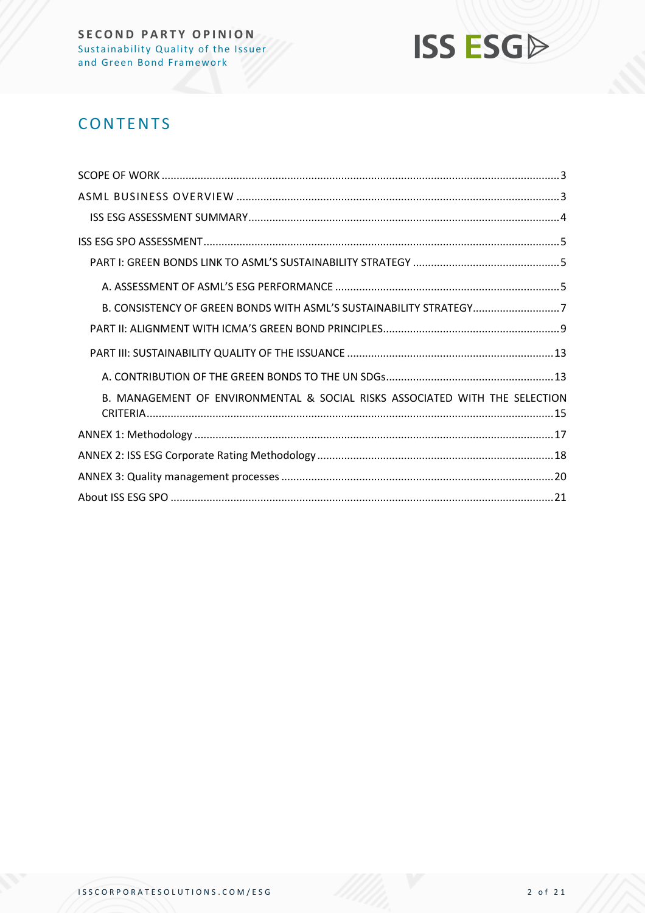# CONTENTS

SCOPE OF WORK ..... 3

ASML BUSINESS OVERVIEW ..... 3

- ISS ESG ASSESSMENT SUMMARY ..... 4

ISS ESG SPO ASSESSMENT ..... 5

- PART I: GREEN BONDS LINK TO ASML'S SUSTAINABILITY STRATEGY ..... 5
  - A. ASSESSMENT OF ASML'S ESG PERFORMANCE ..... 5
  - B. CONSISTENCY OF GREEN BONDS WITH ASML'S SUSTAINABILITY STRATEGY ..... 7
- PART II: ALIGNMENT WITH ICMA'S GREEN BOND PRINCIPLES ..... 9
- PART III: SUSTAINABILITY QUALITY OF THE ISSUANCE ..... 13
  - A. CONTRIBUTION OF THE GREEN BONDS TO THE UN SDGs ..... 13
  - B. MANAGEMENT OF ENVIRONMENTAL & SOCIAL RISKS ASSOCIATED WITH THE SELECTION CRITERIA ..... 15

ANNEX 1: Methodology ..... 17

ANNEX 2: ISS ESG Corporate Rating Methodology ..... 18

ANNEX 3: Quality management processes ..... 20

About ISS ESG SPO ..... 21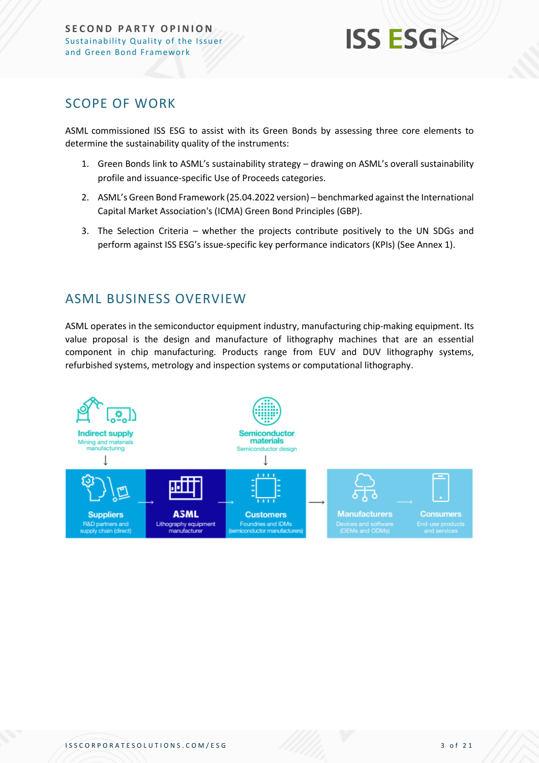## SCOPE OF WORK

ASML commissioned ISS ESG to assist with its Green Bonds by assessing three core elements to determine the sustainability quality of the instruments:

1. Green Bonds link to ASML's sustainability strategy – drawing on ASML's overall sustainability profile and issuance-specific Use of Proceeds categories.
2. ASML's Green Bond Framework (25.04.2022 version) – benchmarked against the International Capital Market Association's (ICMA) Green Bond Principles (GBP).
3. The Selection Criteria – whether the projects contribute positively to the UN SDGs and perform against ISS ESG's issue-specific key performance indicators (KPIs) (See Annex 1).

## ASML BUSINESS OVERVIEW

ASML operates in the semiconductor equipment industry, manufacturing chip-making equipment. Its value proposal is the design and manufacture of lithography machines that are an essential component in chip manufacturing. Products range from EUV and DUV lithography systems, refurbished systems, metrology and inspection systems or computational lithography.

**Indirect supply**
Mining and materials manufacturing

**Semiconductor materials**
Semiconductor design

**Suppliers**
R&D partners and supply chain (direct)

→ **ASML**
Lithography equipment manufacturer

→ **Customers**
Foundries and IDMs (semiconductor manufacturers)

→ **Manufacturers**
Devices and software (OEMs and ODMs)

→ **Consumers**
End-use products and services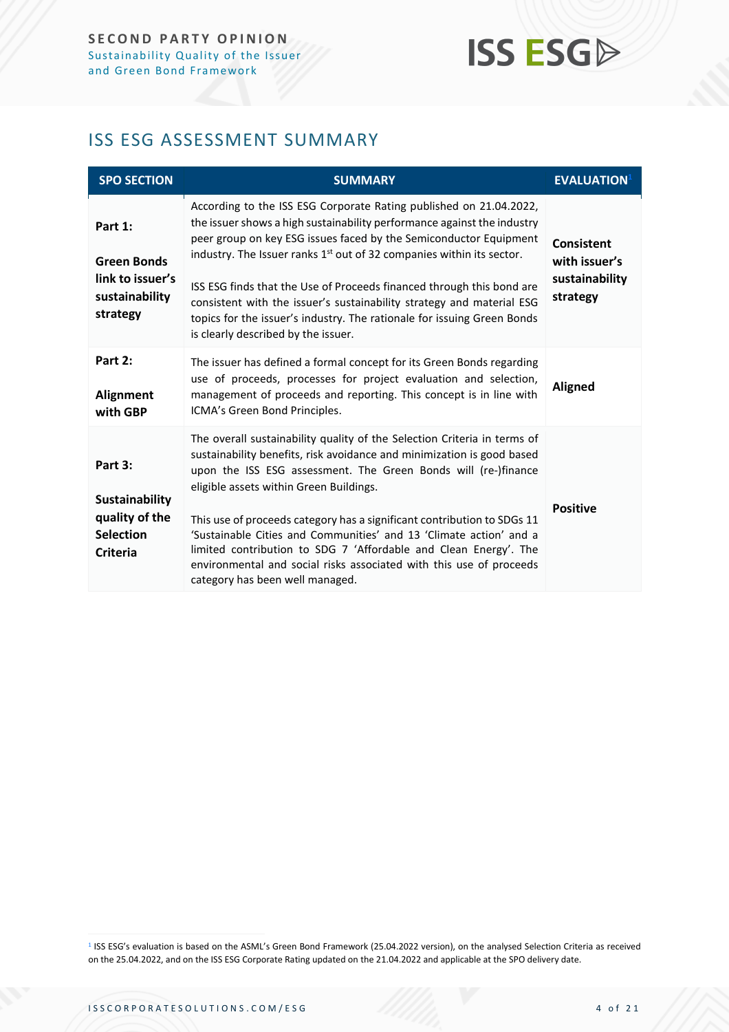## ISS ESG ASSESSMENT SUMMARY

| SPO SECTION | SUMMARY | EVALUATION[1] |
|---|---|---|
| **Part 1:** **Green Bonds link to issuer's sustainability strategy** | According to the ISS ESG Corporate Rating published on 21.04.2022, the issuer shows a high sustainability performance against the industry peer group on key ESG issues faced by the Semiconductor Equipment industry. The Issuer ranks 1st out of 32 companies within its sector. ISS ESG finds that the Use of Proceeds financed through this bond are consistent with the issuer's sustainability strategy and material ESG topics for the issuer's industry. The rationale for issuing Green Bonds is clearly described by the issuer. | **Consistent with issuer's sustainability strategy** |
| **Part 2:** **Alignment with GBP** | The issuer has defined a formal concept for its Green Bonds regarding use of proceeds, processes for project evaluation and selection, management of proceeds and reporting. This concept is in line with ICMA's Green Bond Principles. | **Aligned** |
| **Part 3:** **Sustainability quality of the Selection Criteria** | The overall sustainability quality of the Selection Criteria in terms of sustainability benefits, risk avoidance and minimization is good based upon the ISS ESG assessment. The Green Bonds will (re-)finance eligible assets within Green Buildings. This use of proceeds category has a significant contribution to SDGs 11 'Sustainable Cities and Communities' and 13 'Climate action' and a limited contribution to SDG 7 'Affordable and Clean Energy'. The environmental and social risks associated with this use of proceeds category has been well managed. | **Positive** |

[1] ISS ESG's evaluation is based on the ASML's Green Bond Framework (25.04.2022 version), on the analysed Selection Criteria as received on the 25.04.2022, and on the ISS ESG Corporate Rating updated on the 21.04.2022 and applicable at the SPO delivery date.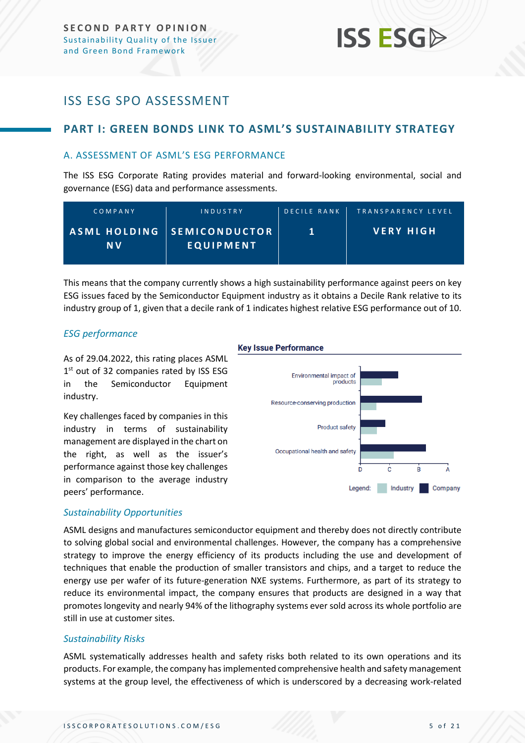# ISS ESG SPO ASSESSMENT

## PART I: GREEN BONDS LINK TO ASML'S SUSTAINABILITY STRATEGY

### A. ASSESSMENT OF ASML'S ESG PERFORMANCE

The ISS ESG Corporate Rating provides material and forward-looking environmental, social and governance (ESG) data and performance assessments.

| COMPANY | INDUSTRY | DECILE RANK | TRANSPARENCY LEVEL |
|---|---|---|---|
| **ASML HOLDING NV** | **SEMICONDUCTOR EQUIPMENT** | **1** | **VERY HIGH** |

This means that the company currently shows a high sustainability performance against peers on key ESG issues faced by the Semiconductor Equipment industry as it obtains a Decile Rank relative to its industry group of 1, given that a decile rank of 1 indicates highest relative ESG performance out of 10.

*ESG performance*

As of 29.04.2022, this rating places ASML 1st out of 32 companies rated by ISS ESG in the Semiconductor Equipment industry.

Key challenges faced by companies in this industry in terms of sustainability management are displayed in the chart on the right, as well as the issuer's performance against those key challenges in comparison to the average industry peers' performance.

**Key Issue Performance**

| Key Issue | Industry | Company |
|---|---|---|
| Environmental impact of products | D+ | C+ |
| Resource-conserving production | D+ | B |
| Product safety | D+ | C |
| Occupational health and safety | C | B |

Scale: D – C – B – A. Legend: Industry, Company

*Sustainability Opportunities*

ASML designs and manufactures semiconductor equipment and thereby does not directly contribute to solving global social and environmental challenges. However, the company has a comprehensive strategy to improve the energy efficiency of its products including the use and development of techniques that enable the production of smaller transistors and chips, and a target to reduce the energy use per wafer of its future-generation NXE systems. Furthermore, as part of its strategy to reduce its environmental impact, the company ensures that products are designed in a way that promotes longevity and nearly 94% of the lithography systems ever sold across its whole portfolio are still in use at customer sites.

*Sustainability Risks*

ASML systematically addresses health and safety risks both related to its own operations and its products. For example, the company has implemented comprehensive health and safety management systems at the group level, the effectiveness of which is underscored by a decreasing work-related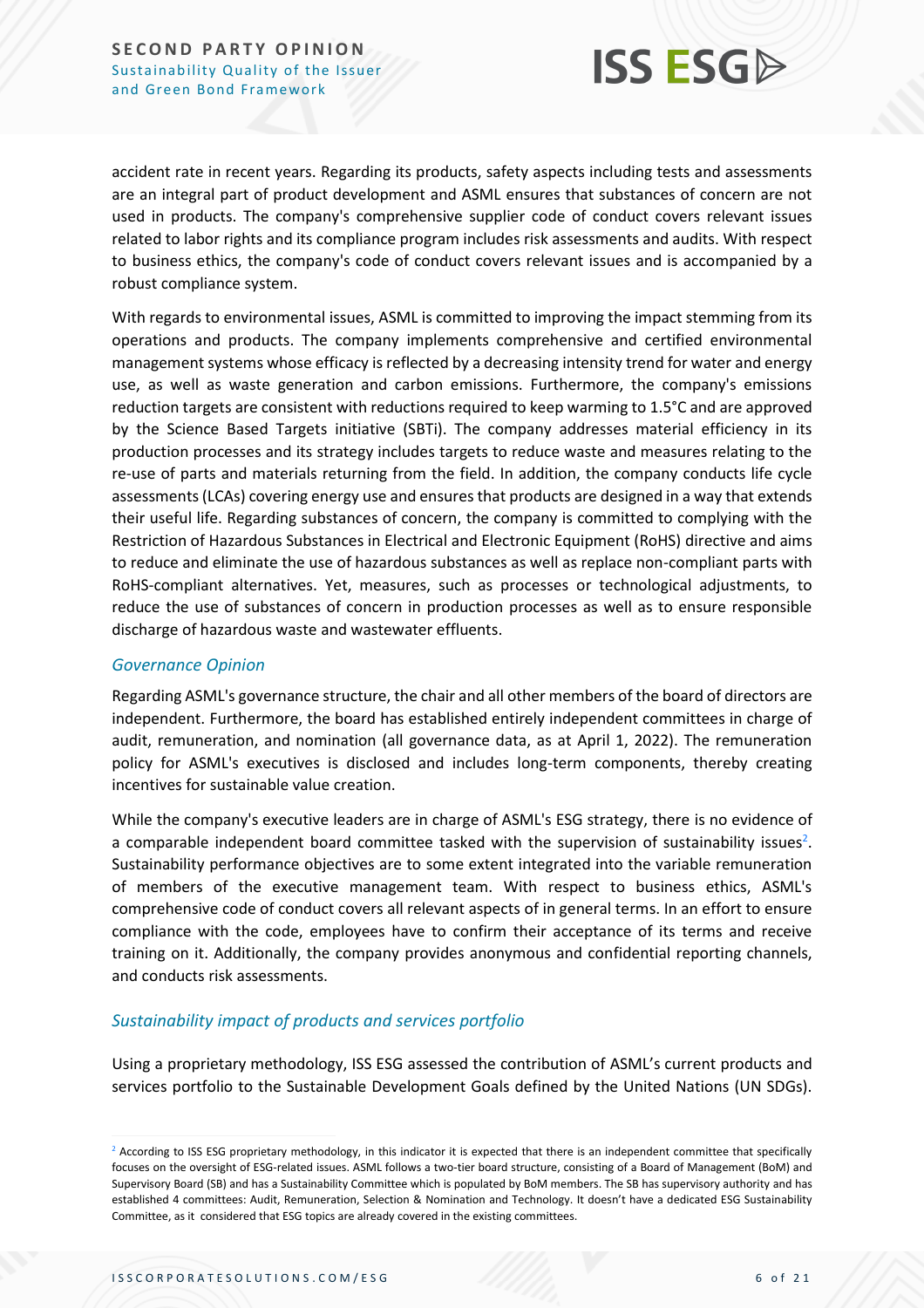accident rate in recent years. Regarding its products, safety aspects including tests and assessments are an integral part of product development and ASML ensures that substances of concern are not used in products. The company's comprehensive supplier code of conduct covers relevant issues related to labor rights and its compliance program includes risk assessments and audits. With respect to business ethics, the company's code of conduct covers relevant issues and is accompanied by a robust compliance system.

With regards to environmental issues, ASML is committed to improving the impact stemming from its operations and products. The company implements comprehensive and certified environmental management systems whose efficacy is reflected by a decreasing intensity trend for water and energy use, as well as waste generation and carbon emissions. Furthermore, the company's emissions reduction targets are consistent with reductions required to keep warming to 1.5°C and are approved by the Science Based Targets initiative (SBTi). The company addresses material efficiency in its production processes and its strategy includes targets to reduce waste and measures relating to the re-use of parts and materials returning from the field. In addition, the company conducts life cycle assessments (LCAs) covering energy use and ensures that products are designed in a way that extends their useful life. Regarding substances of concern, the company is committed to complying with the Restriction of Hazardous Substances in Electrical and Electronic Equipment (RoHS) directive and aims to reduce and eliminate the use of hazardous substances as well as replace non-compliant parts with RoHS-compliant alternatives. Yet, measures, such as processes or technological adjustments, to reduce the use of substances of concern in production processes as well as to ensure responsible discharge of hazardous waste and wastewater effluents.

### *Governance Opinion*

Regarding ASML's governance structure, the chair and all other members of the board of directors are independent. Furthermore, the board has established entirely independent committees in charge of audit, remuneration, and nomination (all governance data, as at April 1, 2022). The remuneration policy for ASML's executives is disclosed and includes long-term components, thereby creating incentives for sustainable value creation.

While the company's executive leaders are in charge of ASML's ESG strategy, there is no evidence of a comparable independent board committee tasked with the supervision of sustainability issues[2]. Sustainability performance objectives are to some extent integrated into the variable remuneration of members of the executive management team. With respect to business ethics, ASML's comprehensive code of conduct covers all relevant aspects of in general terms. In an effort to ensure compliance with the code, employees have to confirm their acceptance of its terms and receive training on it. Additionally, the company provides anonymous and confidential reporting channels, and conducts risk assessments.

### *Sustainability impact of products and services portfolio*

Using a proprietary methodology, ISS ESG assessed the contribution of ASML's current products and services portfolio to the Sustainable Development Goals defined by the United Nations (UN SDGs).

[2] According to ISS ESG proprietary methodology, in this indicator it is expected that there is an independent committee that specifically focuses on the oversight of ESG-related issues. ASML follows a two-tier board structure, consisting of a Board of Management (BoM) and Supervisory Board (SB) and has a Sustainability Committee which is populated by BoM members. The SB has supervisory authority and has established 4 committees: Audit, Remuneration, Selection & Nomination and Technology. It doesn't have a dedicated ESG Sustainability Committee, as it considered that ESG topics are already covered in the existing committees.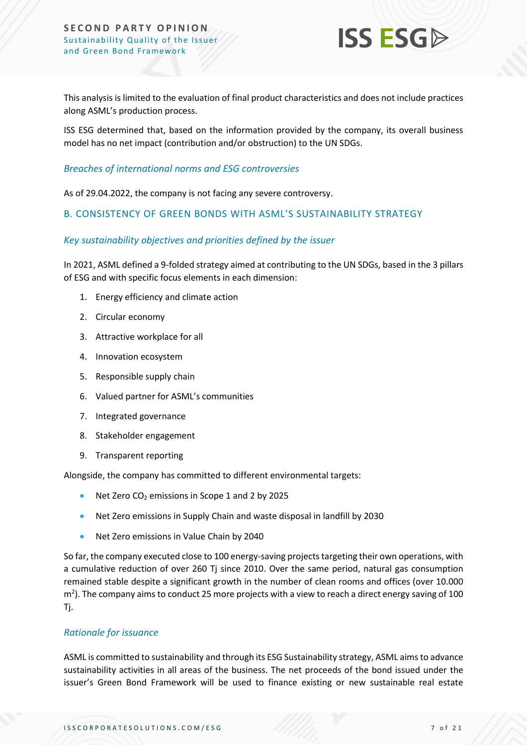This analysis is limited to the evaluation of final product characteristics and does not include practices along ASML's production process.

ISS ESG determined that, based on the information provided by the company, its overall business model has no net impact (contribution and/or obstruction) to the UN SDGs.

### *Breaches of international norms and ESG controversies*

As of 29.04.2022, the company is not facing any severe controversy.

## B. CONSISTENCY OF GREEN BONDS WITH ASML'S SUSTAINABILITY STRATEGY

### *Key sustainability objectives and priorities defined by the issuer*

In 2021, ASML defined a 9-folded strategy aimed at contributing to the UN SDGs, based in the 3 pillars of ESG and with specific focus elements in each dimension:

1. Energy efficiency and climate action
2. Circular economy
3. Attractive workplace for all
4. Innovation ecosystem
5. Responsible supply chain
6. Valued partner for ASML's communities
7. Integrated governance
8. Stakeholder engagement
9. Transparent reporting

Alongside, the company has committed to different environmental targets:

- Net Zero $CO_2$ emissions in Scope 1 and 2 by 2025
- Net Zero emissions in Supply Chain and waste disposal in landfill by 2030
- Net Zero emissions in Value Chain by 2040

So far, the company executed close to 100 energy-saving projects targeting their own operations, with a cumulative reduction of over 260 Tj since 2010. Over the same period, natural gas consumption remained stable despite a significant growth in the number of clean rooms and offices (over 10.000 $m^2$). The company aims to conduct 25 more projects with a view to reach a direct energy saving of 100 Tj.

### *Rationale for issuance*

ASML is committed to sustainability and through its ESG Sustainability strategy, ASML aims to advance sustainability activities in all areas of the business. The net proceeds of the bond issued under the issuer's Green Bond Framework will be used to finance existing or new sustainable real estate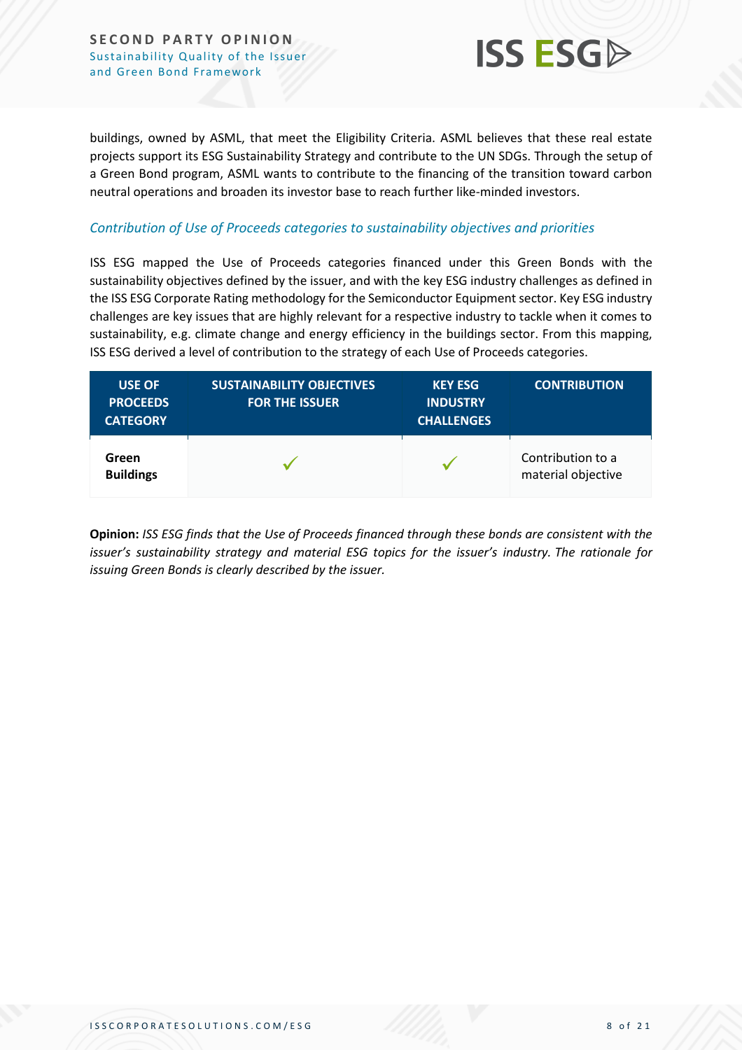buildings, owned by ASML, that meet the Eligibility Criteria. ASML believes that these real estate projects support its ESG Sustainability Strategy and contribute to the UN SDGs. Through the setup of a Green Bond program, ASML wants to contribute to the financing of the transition toward carbon neutral operations and broaden its investor base to reach further like-minded investors.

### *Contribution of Use of Proceeds categories to sustainability objectives and priorities*

ISS ESG mapped the Use of Proceeds categories financed under this Green Bonds with the sustainability objectives defined by the issuer, and with the key ESG industry challenges as defined in the ISS ESG Corporate Rating methodology for the Semiconductor Equipment sector. Key ESG industry challenges are key issues that are highly relevant for a respective industry to tackle when it comes to sustainability, e.g. climate change and energy efficiency in the buildings sector. From this mapping, ISS ESG derived a level of contribution to the strategy of each Use of Proceeds categories.

| USE OF PROCEEDS CATEGORY | SUSTAINABILITY OBJECTIVES FOR THE ISSUER | KEY ESG INDUSTRY CHALLENGES | CONTRIBUTION |
|---|---|---|---|
| **Green Buildings** | ✓ | ✓ | Contribution to a material objective |

**Opinion:** *ISS ESG finds that the Use of Proceeds financed through these bonds are consistent with the issuer's sustainability strategy and material ESG topics for the issuer's industry. The rationale for issuing Green Bonds is clearly described by the issuer.*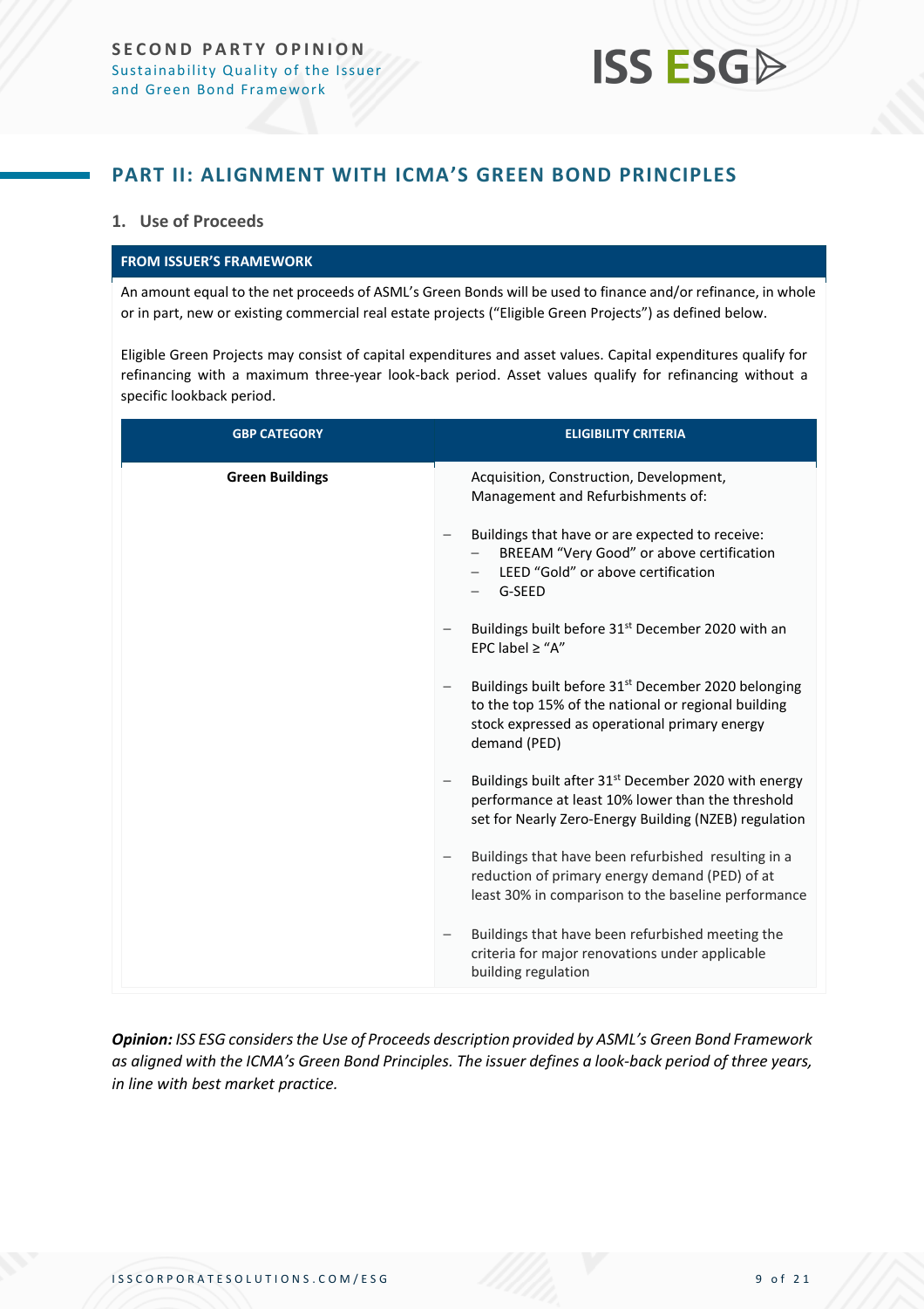## PART II: ALIGNMENT WITH ICMA'S GREEN BOND PRINCIPLES

### 1. Use of Proceeds

**FROM ISSUER'S FRAMEWORK**

An amount equal to the net proceeds of ASML's Green Bonds will be used to finance and/or refinance, in whole or in part, new or existing commercial real estate projects ("Eligible Green Projects") as defined below.

Eligible Green Projects may consist of capital expenditures and asset values. Capital expenditures qualify for refinancing with a maximum three-year look-back period. Asset values qualify for refinancing without a specific lookback period.

| GBP CATEGORY | ELIGIBILITY CRITERIA |
|---|---|
| **Green Buildings** | Acquisition, Construction, Development, Management and Refurbishments of:<br><br>– Buildings that have or are expected to receive:<br>&nbsp;&nbsp;– BREEAM "Very Good" or above certification<br>&nbsp;&nbsp;– LEED "Gold" or above certification<br>&nbsp;&nbsp;– G-SEED<br><br>– Buildings built before 31st December 2020 with an EPC label ≥ "A"<br><br>– Buildings built before 31st December 2020 belonging to the top 15% of the national or regional building stock expressed as operational primary energy demand (PED)<br><br>– Buildings built after 31st December 2020 with energy performance at least 10% lower than the threshold set for Nearly Zero-Energy Building (NZEB) regulation<br><br>– Buildings that have been refurbished resulting in a reduction of primary energy demand (PED) of at least 30% in comparison to the baseline performance<br><br>– Buildings that have been refurbished meeting the criteria for major renovations under applicable building regulation |

***Opinion:*** *ISS ESG considers the Use of Proceeds description provided by ASML's Green Bond Framework as aligned with the ICMA's Green Bond Principles. The issuer defines a look-back period of three years, in line with best market practice.*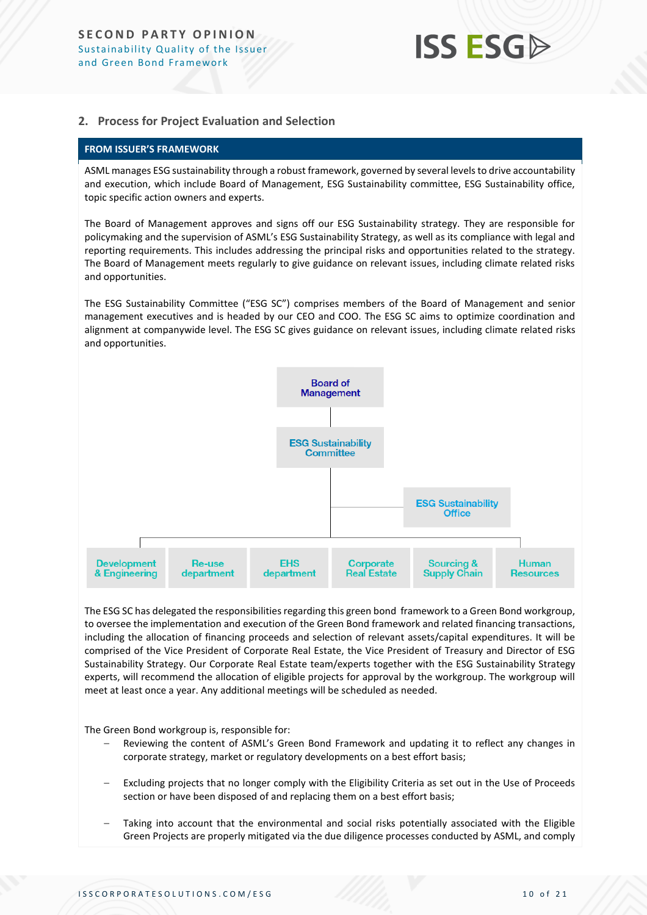## 2. Process for Project Evaluation and Selection

**FROM ISSUER'S FRAMEWORK**

ASML manages ESG sustainability through a robust framework, governed by several levels to drive accountability and execution, which include Board of Management, ESG Sustainability committee, ESG Sustainability office, topic specific action owners and experts.

The Board of Management approves and signs off our ESG Sustainability strategy. They are responsible for policymaking and the supervision of ASML's ESG Sustainability Strategy, as well as its compliance with legal and reporting requirements. This includes addressing the principal risks and opportunities related to the strategy. The Board of Management meets regularly to give guidance on relevant issues, including climate related risks and opportunities.

The ESG Sustainability Committee ("ESG SC") comprises members of the Board of Management and senior management executives and is headed by our CEO and COO. The ESG SC aims to optimize coordination and alignment at companywide level. The ESG SC gives guidance on relevant issues, including climate related risks and opportunities.

Board of Management
ESG Sustainability Committee
ESG Sustainability Office
Development & Engineering | Re-use department | EHS department | Corporate Real Estate | Sourcing & Supply Chain | Human Resources

The ESG SC has delegated the responsibilities regarding this green bond framework to a Green Bond workgroup, to oversee the implementation and execution of the Green Bond framework and related financing transactions, including the allocation of financing proceeds and selection of relevant assets/capital expenditures. It will be comprised of the Vice President of Corporate Real Estate, the Vice President of Treasury and Director of ESG Sustainability Strategy. Our Corporate Real Estate team/experts together with the ESG Sustainability Strategy experts, will recommend the allocation of eligible projects for approval by the workgroup. The workgroup will meet at least once a year. Any additional meetings will be scheduled as needed.

The Green Bond workgroup is, responsible for:

- Reviewing the content of ASML's Green Bond Framework and updating it to reflect any changes in corporate strategy, market or regulatory developments on a best effort basis;
- Excluding projects that no longer comply with the Eligibility Criteria as set out in the Use of Proceeds section or have been disposed of and replacing them on a best effort basis;
- Taking into account that the environmental and social risks potentially associated with the Eligible Green Projects are properly mitigated via the due diligence processes conducted by ASML, and comply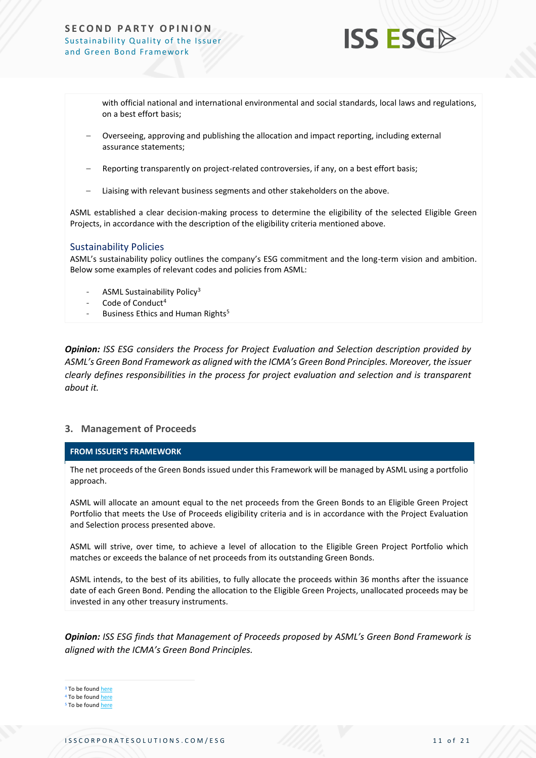with official national and international environmental and social standards, local laws and regulations, on a best effort basis;

- Overseeing, approving and publishing the allocation and impact reporting, including external assurance statements;
- Reporting transparently on project-related controversies, if any, on a best effort basis;
- Liaising with relevant business segments and other stakeholders on the above.

ASML established a clear decision-making process to determine the eligibility of the selected Eligible Green Projects, in accordance with the description of the eligibility criteria mentioned above.

### Sustainability Policies

ASML's sustainability policy outlines the company's ESG commitment and the long-term vision and ambition. Below some examples of relevant codes and policies from ASML:

- ASML Sustainability Policy[3]
- Code of Conduct[4]
- Business Ethics and Human Rights[5]

***Opinion:*** *ISS ESG considers the Process for Project Evaluation and Selection description provided by ASML's Green Bond Framework as aligned with the ICMA's Green Bond Principles. Moreover, the issuer clearly defines responsibilities in the process for project evaluation and selection and is transparent about it.*

## 3. Management of Proceeds

**FROM ISSUER'S FRAMEWORK**

The net proceeds of the Green Bonds issued under this Framework will be managed by ASML using a portfolio approach.

ASML will allocate an amount equal to the net proceeds from the Green Bonds to an Eligible Green Project Portfolio that meets the Use of Proceeds eligibility criteria and is in accordance with the Project Evaluation and Selection process presented above.

ASML will strive, over time, to achieve a level of allocation to the Eligible Green Project Portfolio which matches or exceeds the balance of net proceeds from its outstanding Green Bonds.

ASML intends, to the best of its abilities, to fully allocate the proceeds within 36 months after the issuance date of each Green Bond. Pending the allocation to the Eligible Green Projects, unallocated proceeds may be invested in any other treasury instruments.

***Opinion:*** *ISS ESG finds that Management of Proceeds proposed by ASML's Green Bond Framework is aligned with the ICMA's Green Bond Principles.*

---

[3] To be found here
[4] To be found here
[5] To be found here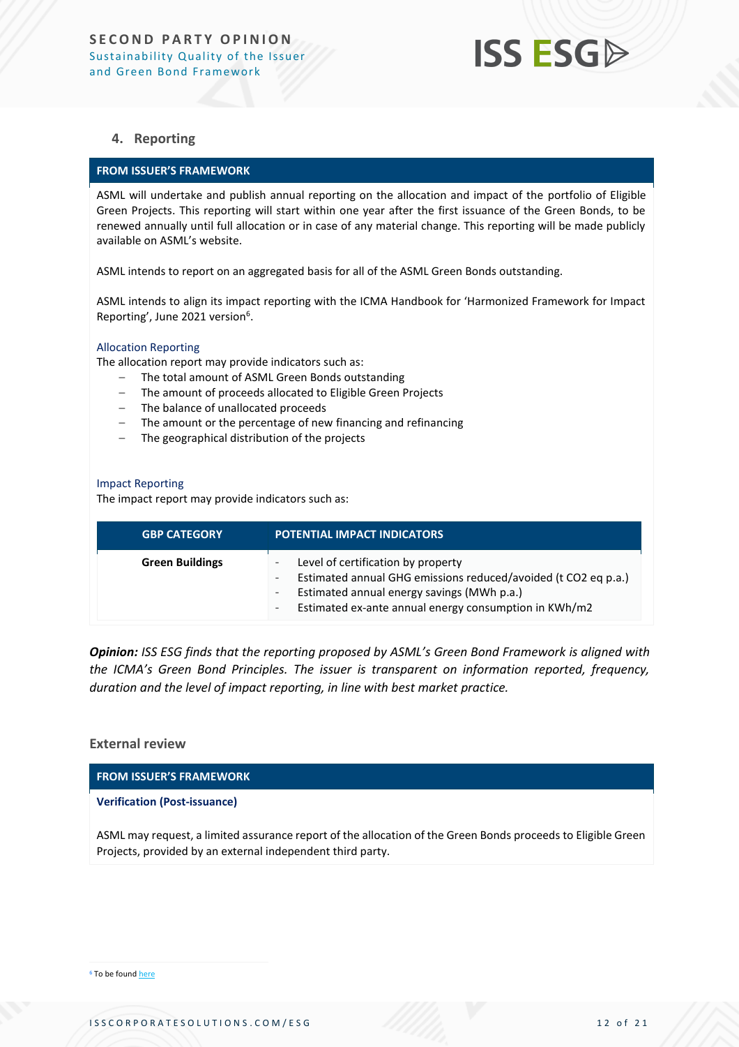## 4. Reporting

**FROM ISSUER'S FRAMEWORK**

ASML will undertake and publish annual reporting on the allocation and impact of the portfolio of Eligible Green Projects. This reporting will start within one year after the first issuance of the Green Bonds, to be renewed annually until full allocation or in case of any material change. This reporting will be made publicly available on ASML's website.

ASML intends to report on an aggregated basis for all of the ASML Green Bonds outstanding.

ASML intends to align its impact reporting with the ICMA Handbook for 'Harmonized Framework for Impact Reporting', June 2021 version[6].

Allocation Reporting

The allocation report may provide indicators such as:

- The total amount of ASML Green Bonds outstanding
- The amount of proceeds allocated to Eligible Green Projects
- The balance of unallocated proceeds
- The amount or the percentage of new financing and refinancing
- The geographical distribution of the projects

Impact Reporting

The impact report may provide indicators such as:

| GBP CATEGORY | POTENTIAL IMPACT INDICATORS |
|---|---|
| **Green Buildings** | - Level of certification by property<br>- Estimated annual GHG emissions reduced/avoided (t $CO_2$ eq p.a.)<br>- Estimated annual energy savings (MWh p.a.)<br>- Estimated ex-ante annual energy consumption in KWh/m2 |

***Opinion:*** *ISS ESG finds that the reporting proposed by ASML's Green Bond Framework is aligned with the ICMA's Green Bond Principles. The issuer is transparent on information reported, frequency, duration and the level of impact reporting, in line with best market practice.*

### External review

**FROM ISSUER'S FRAMEWORK**

**Verification (Post-issuance)**

ASML may request, a limited assurance report of the allocation of the Green Bonds proceeds to Eligible Green Projects, provided by an external independent third party.

[6] To be found here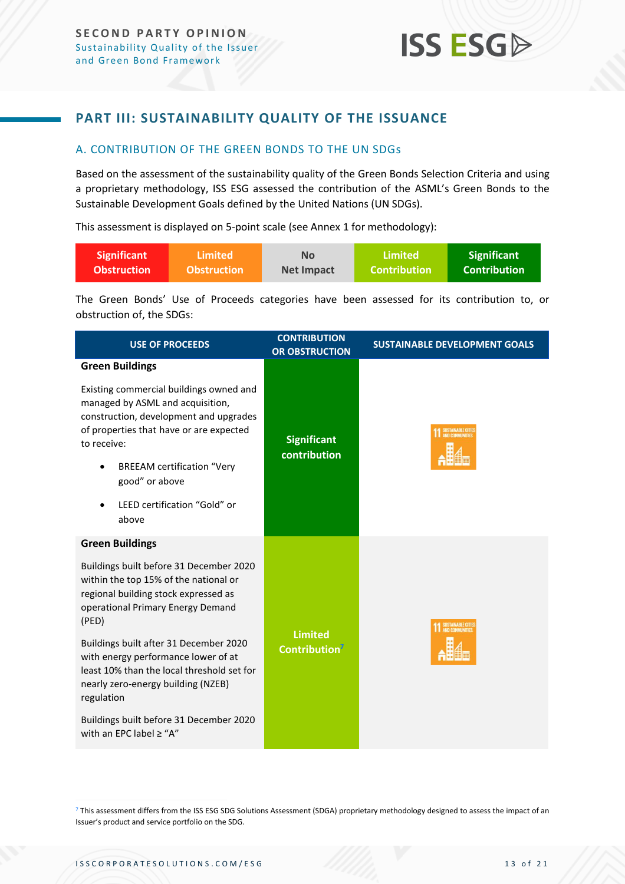## PART III: SUSTAINABILITY QUALITY OF THE ISSUANCE

### A. CONTRIBUTION OF THE GREEN BONDS TO THE UN SDGs

Based on the assessment of the sustainability quality of the Green Bonds Selection Criteria and using a proprietary methodology, ISS ESG assessed the contribution of the ASML's Green Bonds to the Sustainable Development Goals defined by the United Nations (UN SDGs).

This assessment is displayed on 5-point scale (see Annex 1 for methodology):

| Significant Obstruction | Limited Obstruction | No Net Impact | Limited Contribution | Significant Contribution |
|---|---|---|---|---|

The Green Bonds' Use of Proceeds categories have been assessed for its contribution to, or obstruction of, the SDGs:

| USE OF PROCEEDS | CONTRIBUTION OR OBSTRUCTION | SUSTAINABLE DEVELOPMENT GOALS |
|---|---|---|
| **Green Buildings**<br><br>Existing commercial buildings owned and managed by ASML and acquisition, construction, development and upgrades of properties that have or are expected to receive:<br>• BREEAM certification "Very good" or above<br>• LEED certification "Gold" or above | **Significant contribution** | 11 Sustainable Cities and Communities |
| **Green Buildings**<br><br>Buildings built before 31 December 2020 within the top 15% of the national or regional building stock expressed as operational Primary Energy Demand (PED)<br><br>Buildings built after 31 December 2020 with energy performance lower of at least 10% than the local threshold set for nearly zero-energy building (NZEB) regulation<br><br>Buildings built before 31 December 2020 with an EPC label ≥ "A" | **Limited Contribution**[7] | 11 Sustainable Cities and Communities |

[7] This assessment differs from the ISS ESG SDG Solutions Assessment (SDGA) proprietary methodology designed to assess the impact of an Issuer's product and service portfolio on the SDG.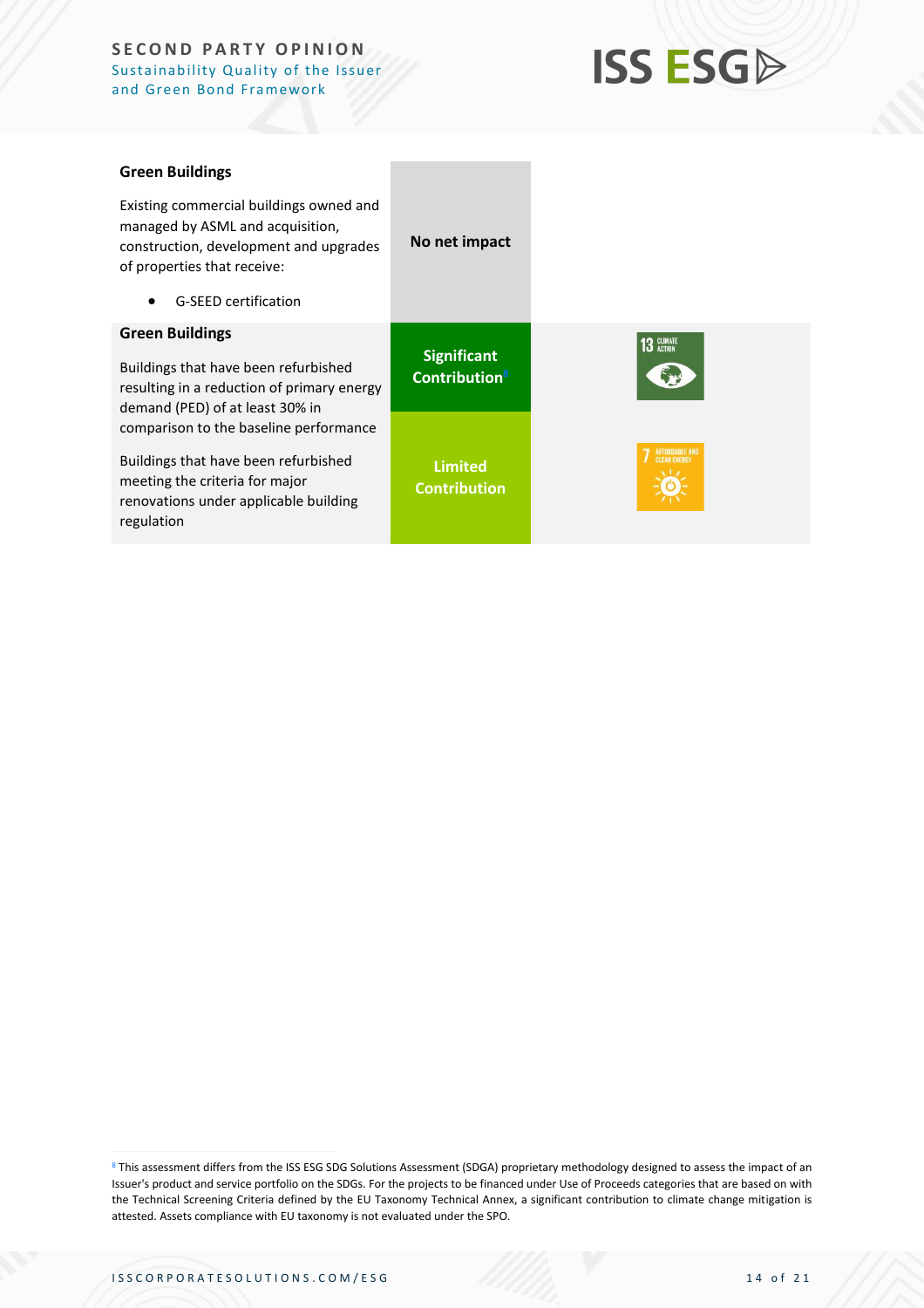| | | |
|---|---|---|
| **Green Buildings**<br><br>Existing commercial buildings owned and managed by ASML and acquisition, construction, development and upgrades of properties that receive:<br><br>• G-SEED certification | **No net impact** | |
| **Green Buildings**<br><br>Buildings that have been refurbished resulting in a reduction of primary energy demand (PED) of at least 30% in comparison to the baseline performance | **Significant Contribution**[8] | 13 CLIMATE ACTION |
| Buildings that have been refurbished meeting the criteria for major renovations under applicable building regulation | **Limited Contribution** | 7 AFFORDABLE AND CLEAN ENERGY |

[8] This assessment differs from the ISS ESG SDG Solutions Assessment (SDGA) proprietary methodology designed to assess the impact of an Issuer's product and service portfolio on the SDGs. For the projects to be financed under Use of Proceeds categories that are based on with the Technical Screening Criteria defined by the EU Taxonomy Technical Annex, a significant contribution to climate change mitigation is attested. Assets compliance with EU taxonomy is not evaluated under the SPO.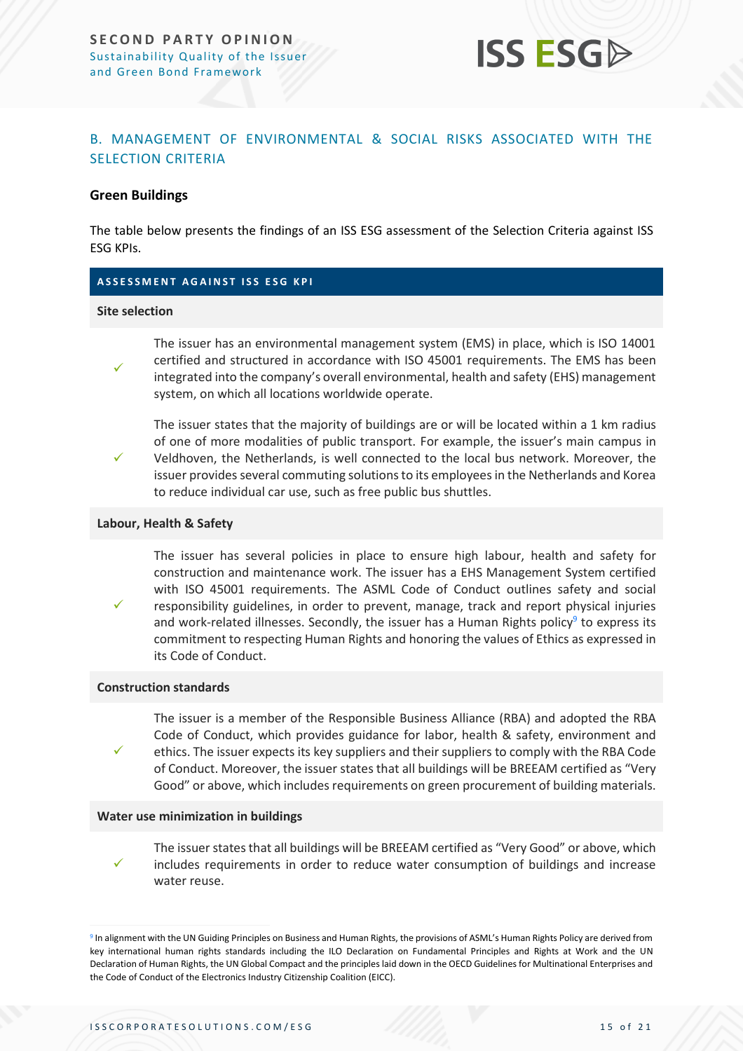## B. MANAGEMENT OF ENVIRONMENTAL & SOCIAL RISKS ASSOCIATED WITH THE SELECTION CRITERIA

### Green Buildings

The table below presents the findings of an ISS ESG assessment of the Selection Criteria against ISS ESG KPIs.

| ASSESSMENT AGAINST ISS ESG KPI | |
|---|---|
| **Site selection** | |
| ✓ | The issuer has an environmental management system (EMS) in place, which is ISO 14001 certified and structured in accordance with ISO 45001 requirements. The EMS has been integrated into the company's overall environmental, health and safety (EHS) management system, on which all locations worldwide operate. |
| ✓ | The issuer states that the majority of buildings are or will be located within a 1 km radius of one of more modalities of public transport. For example, the issuer's main campus in Veldhoven, the Netherlands, is well connected to the local bus network. Moreover, the issuer provides several commuting solutions to its employees in the Netherlands and Korea to reduce individual car use, such as free public bus shuttles. |
| **Labour, Health & Safety** | |
| ✓ | The issuer has several policies in place to ensure high labour, health and safety for construction and maintenance work. The issuer has a EHS Management System certified with ISO 45001 requirements. The ASML Code of Conduct outlines safety and social responsibility guidelines, in order to prevent, manage, track and report physical injuries and work-related illnesses. Secondly, the issuer has a Human Rights policy[9] to express its commitment to respecting Human Rights and honoring the values of Ethics as expressed in its Code of Conduct. |
| **Construction standards** | |
| ✓ | The issuer is a member of the Responsible Business Alliance (RBA) and adopted the RBA Code of Conduct, which provides guidance for labor, health & safety, environment and ethics. The issuer expects its key suppliers and their suppliers to comply with the RBA Code of Conduct. Moreover, the issuer states that all buildings will be BREEAM certified as "Very Good" or above, which includes requirements on green procurement of building materials. |
| **Water use minimization in buildings** | |
| ✓ | The issuer states that all buildings will be BREEAM certified as "Very Good" or above, which includes requirements in order to reduce water consumption of buildings and increase water reuse. |

[9] In alignment with the UN Guiding Principles on Business and Human Rights, the provisions of ASML's Human Rights Policy are derived from key international human rights standards including the ILO Declaration on Fundamental Principles and Rights at Work and the UN Declaration of Human Rights, the UN Global Compact and the principles laid down in the OECD Guidelines for Multinational Enterprises and the Code of Conduct of the Electronics Industry Citizenship Coalition (EICC).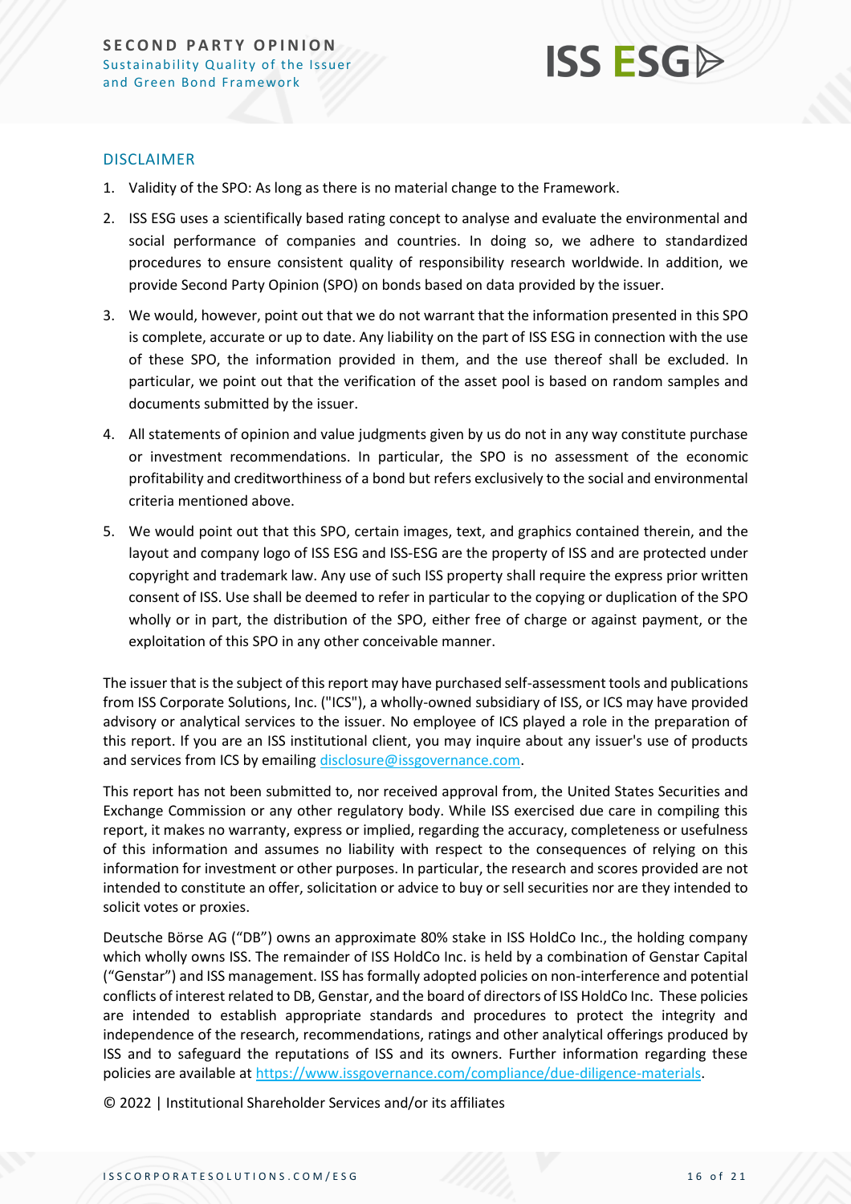## DISCLAIMER

1. Validity of the SPO: As long as there is no material change to the Framework.
2. ISS ESG uses a scientifically based rating concept to analyse and evaluate the environmental and social performance of companies and countries. In doing so, we adhere to standardized procedures to ensure consistent quality of responsibility research worldwide. In addition, we provide Second Party Opinion (SPO) on bonds based on data provided by the issuer.
3. We would, however, point out that we do not warrant that the information presented in this SPO is complete, accurate or up to date. Any liability on the part of ISS ESG in connection with the use of these SPO, the information provided in them, and the use thereof shall be excluded. In particular, we point out that the verification of the asset pool is based on random samples and documents submitted by the issuer.
4. All statements of opinion and value judgments given by us do not in any way constitute purchase or investment recommendations. In particular, the SPO is no assessment of the economic profitability and creditworthiness of a bond but refers exclusively to the social and environmental criteria mentioned above.
5. We would point out that this SPO, certain images, text, and graphics contained therein, and the layout and company logo of ISS ESG and ISS-ESG are the property of ISS and are protected under copyright and trademark law. Any use of such ISS property shall require the express prior written consent of ISS. Use shall be deemed to refer in particular to the copying or duplication of the SPO wholly or in part, the distribution of the SPO, either free of charge or against payment, or the exploitation of this SPO in any other conceivable manner.

The issuer that is the subject of this report may have purchased self-assessment tools and publications from ISS Corporate Solutions, Inc. ("ICS"), a wholly-owned subsidiary of ISS, or ICS may have provided advisory or analytical services to the issuer. No employee of ICS played a role in the preparation of this report. If you are an ISS institutional client, you may inquire about any issuer's use of products and services from ICS by emailing disclosure@issgovernance.com.

This report has not been submitted to, nor received approval from, the United States Securities and Exchange Commission or any other regulatory body. While ISS exercised due care in compiling this report, it makes no warranty, express or implied, regarding the accuracy, completeness or usefulness of this information and assumes no liability with respect to the consequences of relying on this information for investment or other purposes. In particular, the research and scores provided are not intended to constitute an offer, solicitation or advice to buy or sell securities nor are they intended to solicit votes or proxies.

Deutsche Börse AG ("DB") owns an approximate 80% stake in ISS HoldCo Inc., the holding company which wholly owns ISS. The remainder of ISS HoldCo Inc. is held by a combination of Genstar Capital ("Genstar") and ISS management. ISS has formally adopted policies on non-interference and potential conflicts of interest related to DB, Genstar, and the board of directors of ISS HoldCo Inc. These policies are intended to establish appropriate standards and procedures to protect the integrity and independence of the research, recommendations, ratings and other analytical offerings produced by ISS and to safeguard the reputations of ISS and its owners. Further information regarding these policies are available at https://www.issgovernance.com/compliance/due-diligence-materials.

© 2022 | Institutional Shareholder Services and/or its affiliates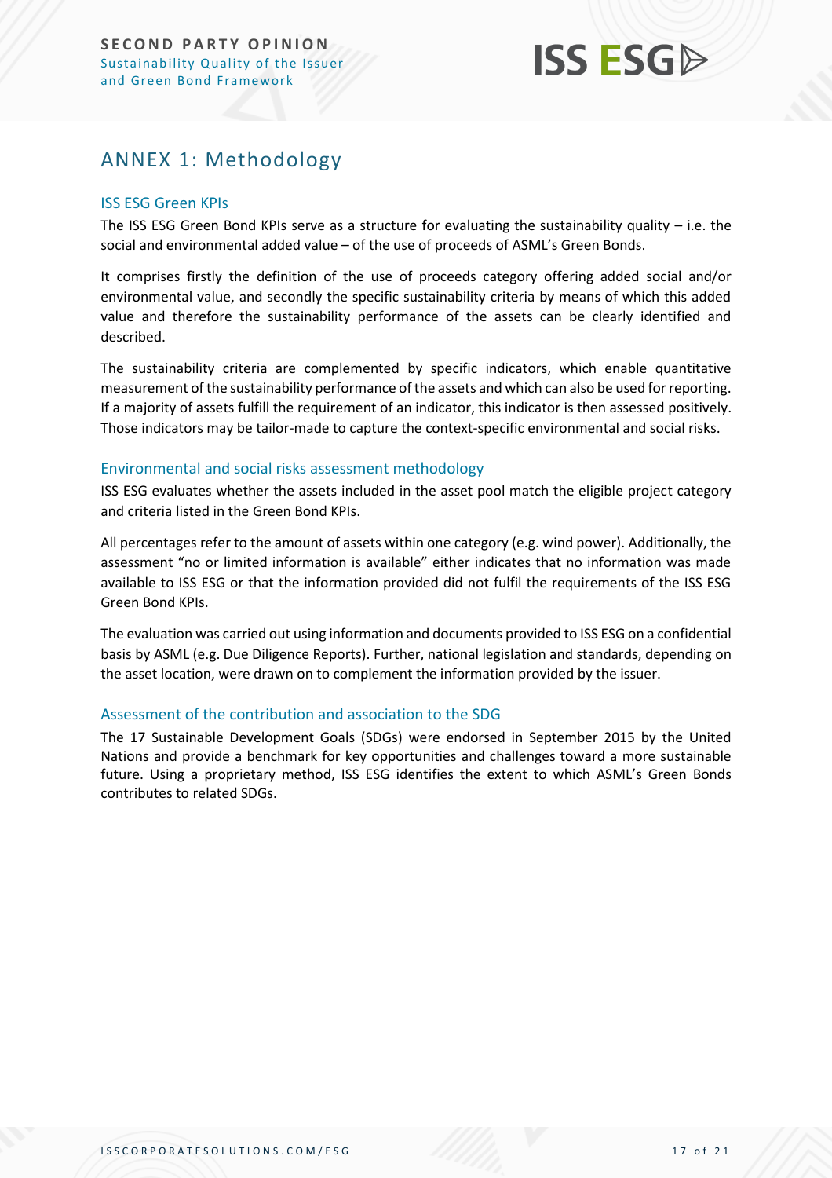# ANNEX 1: Methodology

## ISS ESG Green KPIs

The ISS ESG Green Bond KPIs serve as a structure for evaluating the sustainability quality – i.e. the social and environmental added value – of the use of proceeds of ASML's Green Bonds.

It comprises firstly the definition of the use of proceeds category offering added social and/or environmental value, and secondly the specific sustainability criteria by means of which this added value and therefore the sustainability performance of the assets can be clearly identified and described.

The sustainability criteria are complemented by specific indicators, which enable quantitative measurement of the sustainability performance of the assets and which can also be used for reporting. If a majority of assets fulfill the requirement of an indicator, this indicator is then assessed positively. Those indicators may be tailor-made to capture the context-specific environmental and social risks.

## Environmental and social risks assessment methodology

ISS ESG evaluates whether the assets included in the asset pool match the eligible project category and criteria listed in the Green Bond KPIs.

All percentages refer to the amount of assets within one category (e.g. wind power). Additionally, the assessment "no or limited information is available" either indicates that no information was made available to ISS ESG or that the information provided did not fulfil the requirements of the ISS ESG Green Bond KPIs.

The evaluation was carried out using information and documents provided to ISS ESG on a confidential basis by ASML (e.g. Due Diligence Reports). Further, national legislation and standards, depending on the asset location, were drawn on to complement the information provided by the issuer.

## Assessment of the contribution and association to the SDG

The 17 Sustainable Development Goals (SDGs) were endorsed in September 2015 by the United Nations and provide a benchmark for key opportunities and challenges toward a more sustainable future. Using a proprietary method, ISS ESG identifies the extent to which ASML's Green Bonds contributes to related SDGs.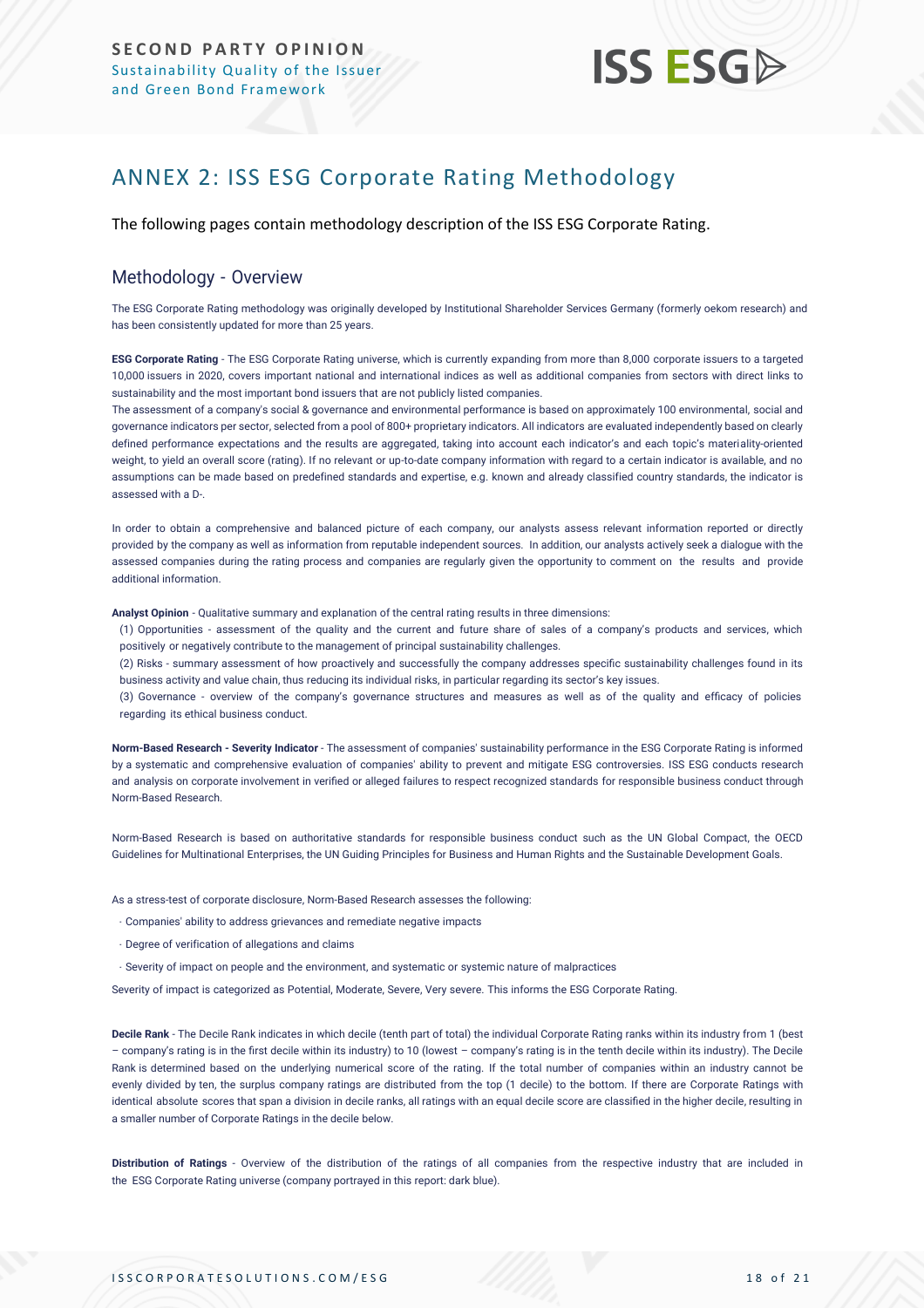## ANNEX 2: ISS ESG Corporate Rating Methodology

The following pages contain methodology description of the ISS ESG Corporate Rating.

### Methodology - Overview

The ESG Corporate Rating methodology was originally developed by Institutional Shareholder Services Germany (formerly oekom research) and has been consistently updated for more than 25 years.

**ESG Corporate Rating** - The ESG Corporate Rating universe, which is currently expanding from more than 8,000 corporate issuers to a targeted 10,000 issuers in 2020, covers important national and international indices as well as additional companies from sectors with direct links to sustainability and the most important bond issuers that are not publicly listed companies.
The assessment of a company's social & governance and environmental performance is based on approximately 100 environmental, social and governance indicators per sector, selected from a pool of 800+ proprietary indicators. All indicators are evaluated independently based on clearly defined performance expectations and the results are aggregated, taking into account each indicator's and each topic's materiality-oriented weight, to yield an overall score (rating). If no relevant or up-to-date company information with regard to a certain indicator is available, and no assumptions can be made based on predefined standards and expertise, e.g. known and already classified country standards, the indicator is assessed with a D-.

In order to obtain a comprehensive and balanced picture of each company, our analysts assess relevant information reported or directly provided by the company as well as information from reputable independent sources. In addition, our analysts actively seek a dialogue with the assessed companies during the rating process and companies are regularly given the opportunity to comment on the results and provide additional information.

**Analyst Opinion** - Qualitative summary and explanation of the central rating results in three dimensions:

(1) Opportunities - assessment of the quality and the current and future share of sales of a company's products and services, which positively or negatively contribute to the management of principal sustainability challenges.

(2) Risks - summary assessment of how proactively and successfully the company addresses specific sustainability challenges found in its business activity and value chain, thus reducing its individual risks, in particular regarding its sector's key issues.

(3) Governance - overview of the company's governance structures and measures as well as of the quality and efficacy of policies regarding its ethical business conduct.

**Norm-Based Research - Severity Indicator** - The assessment of companies' sustainability performance in the ESG Corporate Rating is informed by a systematic and comprehensive evaluation of companies' ability to prevent and mitigate ESG controversies. ISS ESG conducts research and analysis on corporate involvement in verified or alleged failures to respect recognized standards for responsible business conduct through Norm-Based Research.

Norm-Based Research is based on authoritative standards for responsible business conduct such as the UN Global Compact, the OECD Guidelines for Multinational Enterprises, the UN Guiding Principles for Business and Human Rights and the Sustainable Development Goals.

As a stress-test of corporate disclosure, Norm-Based Research assesses the following:

- Companies' ability to address grievances and remediate negative impacts
- Degree of verification of allegations and claims
- Severity of impact on people and the environment, and systematic or systemic nature of malpractices

Severity of impact is categorized as Potential, Moderate, Severe, Very severe. This informs the ESG Corporate Rating.

**Decile Rank** - The Decile Rank indicates in which decile (tenth part of total) the individual Corporate Rating ranks within its industry from 1 (best – company's rating is in the first decile within its industry) to 10 (lowest – company's rating is in the tenth decile within its industry). The Decile Rank is determined based on the underlying numerical score of the rating. If the total number of companies within an industry cannot be evenly divided by ten, the surplus company ratings are distributed from the top (1 decile) to the bottom. If there are Corporate Ratings with identical absolute scores that span a division in decile ranks, all ratings with an equal decile score are classified in the higher decile, resulting in a smaller number of Corporate Ratings in the decile below.

**Distribution of Ratings** - Overview of the distribution of the ratings of all companies from the respective industry that are included in the ESG Corporate Rating universe (company portrayed in this report: dark blue).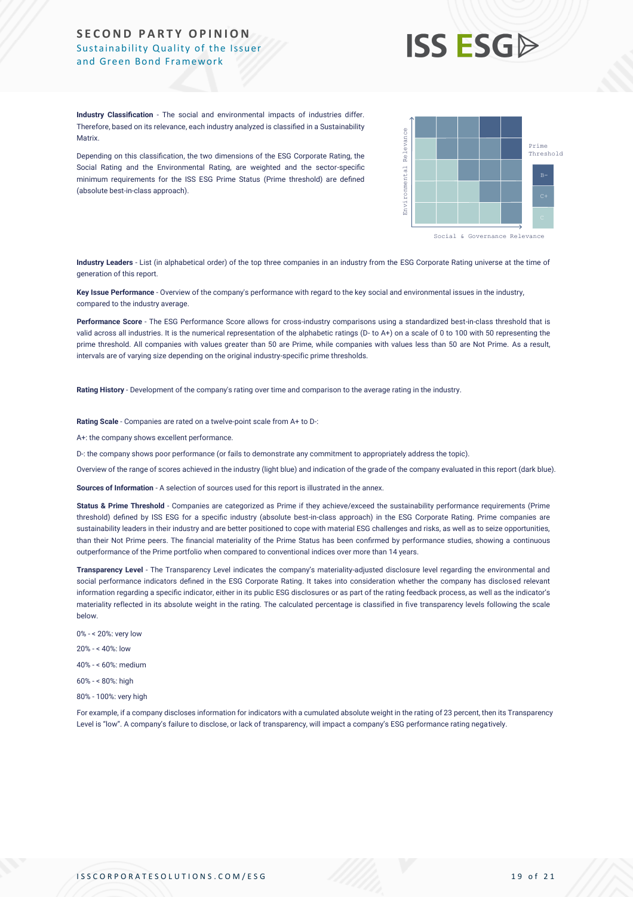**Industry Classification** - The social and environmental impacts of industries differ. Therefore, based on its relevance, each industry analyzed is classified in a Sustainability Matrix.

Depending on this classification, the two dimensions of the ESG Corporate Rating, the Social Rating and the Environmental Rating, are weighted and the sector-specific minimum requirements for the ISS ESG Prime Status (Prime threshold) are defined (absolute best-in-class approach).

**Industry Leaders** - List (in alphabetical order) of the top three companies in an industry from the ESG Corporate Rating universe at the time of generation of this report.

**Key Issue Performance** - Overview of the company's performance with regard to the key social and environmental issues in the industry, compared to the industry average.

**Performance Score** - The ESG Performance Score allows for cross-industry comparisons using a standardized best-in-class threshold that is valid across all industries. It is the numerical representation of the alphabetic ratings (D- to A+) on a scale of 0 to 100 with 50 representing the prime threshold. All companies with values greater than 50 are Prime, while companies with values less than 50 are Not Prime. As a result, intervals are of varying size depending on the original industry-specific prime thresholds.

**Rating History** - Development of the company's rating over time and comparison to the average rating in the industry.

**Rating Scale** - Companies are rated on a twelve-point scale from A+ to D-:

A+: the company shows excellent performance.

D-: the company shows poor performance (or fails to demonstrate any commitment to appropriately address the topic).

Overview of the range of scores achieved in the industry (light blue) and indication of the grade of the company evaluated in this report (dark blue).

**Sources of Information** - A selection of sources used for this report is illustrated in the annex.

**Status & Prime Threshold** - Companies are categorized as Prime if they achieve/exceed the sustainability performance requirements (Prime threshold) defined by ISS ESG for a specific industry (absolute best-in-class approach) in the ESG Corporate Rating. Prime companies are sustainability leaders in their industry and are better positioned to cope with material ESG challenges and risks, as well as to seize opportunities, than their Not Prime peers. The financial materiality of the Prime Status has been confirmed by performance studies, showing a continuous outperformance of the Prime portfolio when compared to conventional indices over more than 14 years.

**Transparency Level** - The Transparency Level indicates the company's materiality-adjusted disclosure level regarding the environmental and social performance indicators defined in the ESG Corporate Rating. It takes into consideration whether the company has disclosed relevant information regarding a specific indicator, either in its public ESG disclosures or as part of the rating feedback process, as well as the indicator's materiality reflected in its absolute weight in the rating. The calculated percentage is classified in five transparency levels following the scale below.

0% - < 20%: very low

20% - < 40%: low

40% - < 60%: medium

60% - < 80%: high

80% - 100%: very high

For example, if a company discloses information for indicators with a cumulated absolute weight in the rating of 23 percent, then its Transparency Level is "low". A company's failure to disclose, or lack of transparency, will impact a company's ESG performance rating negatively.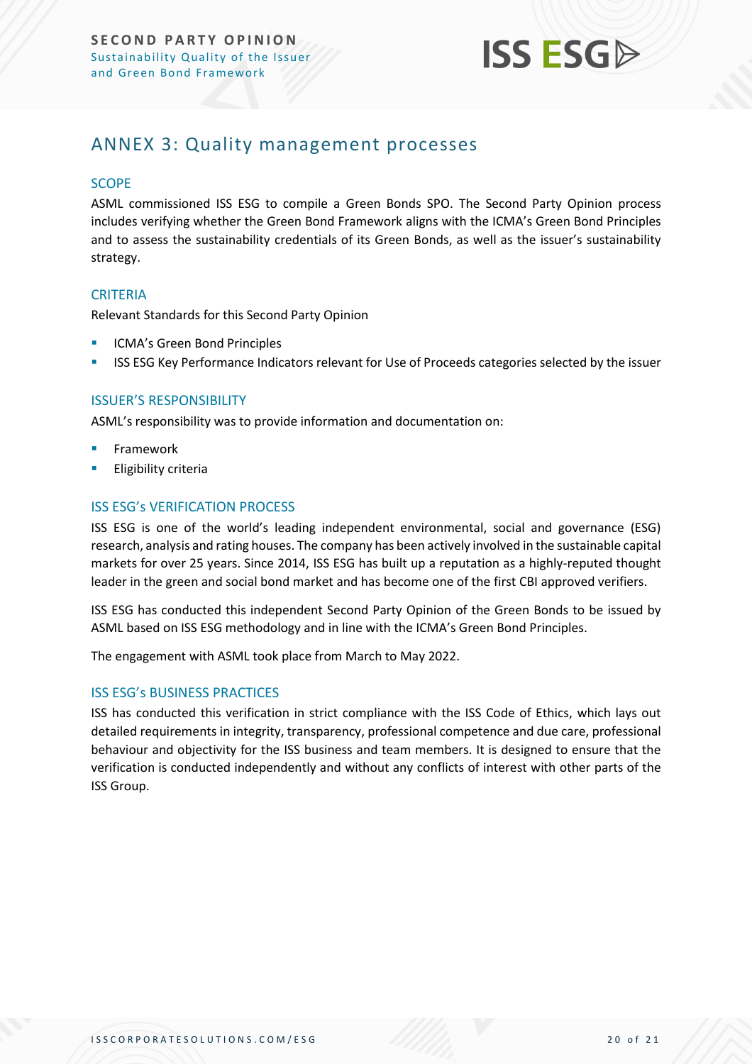## ANNEX 3: Quality management processes

### SCOPE

ASML commissioned ISS ESG to compile a Green Bonds SPO. The Second Party Opinion process includes verifying whether the Green Bond Framework aligns with the ICMA's Green Bond Principles and to assess the sustainability credentials of its Green Bonds, as well as the issuer's sustainability strategy.

### CRITERIA

Relevant Standards for this Second Party Opinion

- ICMA's Green Bond Principles
- ISS ESG Key Performance Indicators relevant for Use of Proceeds categories selected by the issuer

### ISSUER'S RESPONSIBILITY

ASML's responsibility was to provide information and documentation on:

- Framework
- Eligibility criteria

### ISS ESG's VERIFICATION PROCESS

ISS ESG is one of the world's leading independent environmental, social and governance (ESG) research, analysis and rating houses. The company has been actively involved in the sustainable capital markets for over 25 years. Since 2014, ISS ESG has built up a reputation as a highly-reputed thought leader in the green and social bond market and has become one of the first CBI approved verifiers.

ISS ESG has conducted this independent Second Party Opinion of the Green Bonds to be issued by ASML based on ISS ESG methodology and in line with the ICMA's Green Bond Principles.

The engagement with ASML took place from March to May 2022.

### ISS ESG's BUSINESS PRACTICES

ISS has conducted this verification in strict compliance with the ISS Code of Ethics, which lays out detailed requirements in integrity, transparency, professional competence and due care, professional behaviour and objectivity for the ISS business and team members. It is designed to ensure that the verification is conducted independently and without any conflicts of interest with other parts of the ISS Group.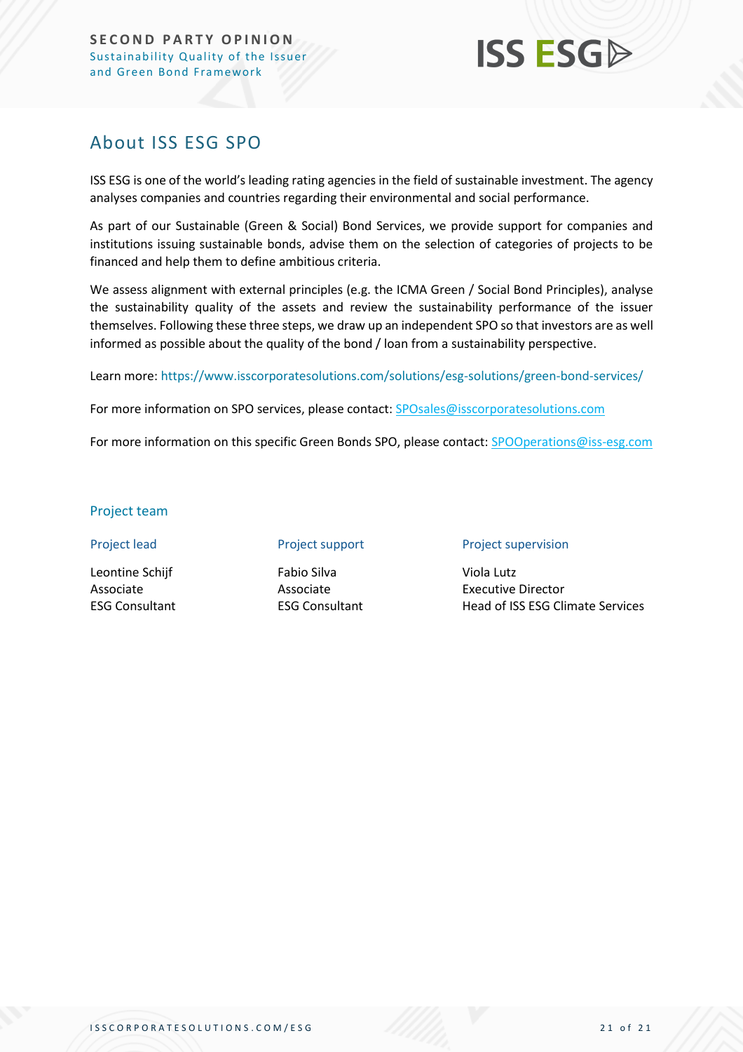## About ISS ESG SPO

ISS ESG is one of the world's leading rating agencies in the field of sustainable investment. The agency analyses companies and countries regarding their environmental and social performance.

As part of our Sustainable (Green & Social) Bond Services, we provide support for companies and institutions issuing sustainable bonds, advise them on the selection of categories of projects to be financed and help them to define ambitious criteria.

We assess alignment with external principles (e.g. the ICMA Green / Social Bond Principles), analyse the sustainability quality of the assets and review the sustainability performance of the issuer themselves. Following these three steps, we draw up an independent SPO so that investors are as well informed as possible about the quality of the bond / loan from a sustainability perspective.

Learn more: https://www.isscorporatesolutions.com/solutions/esg-solutions/green-bond-services/

For more information on SPO services, please contact: SPOsales@isscorporatesolutions.com

For more information on this specific Green Bonds SPO, please contact: SPOOperations@iss-esg.com

### Project team

| Project lead | Project support | Project supervision |
|---|---|---|
| Leontine Schijf<br>Associate<br>ESG Consultant | Fabio Silva<br>Associate<br>ESG Consultant | Viola Lutz<br>Executive Director<br>Head of ISS ESG Climate Services |